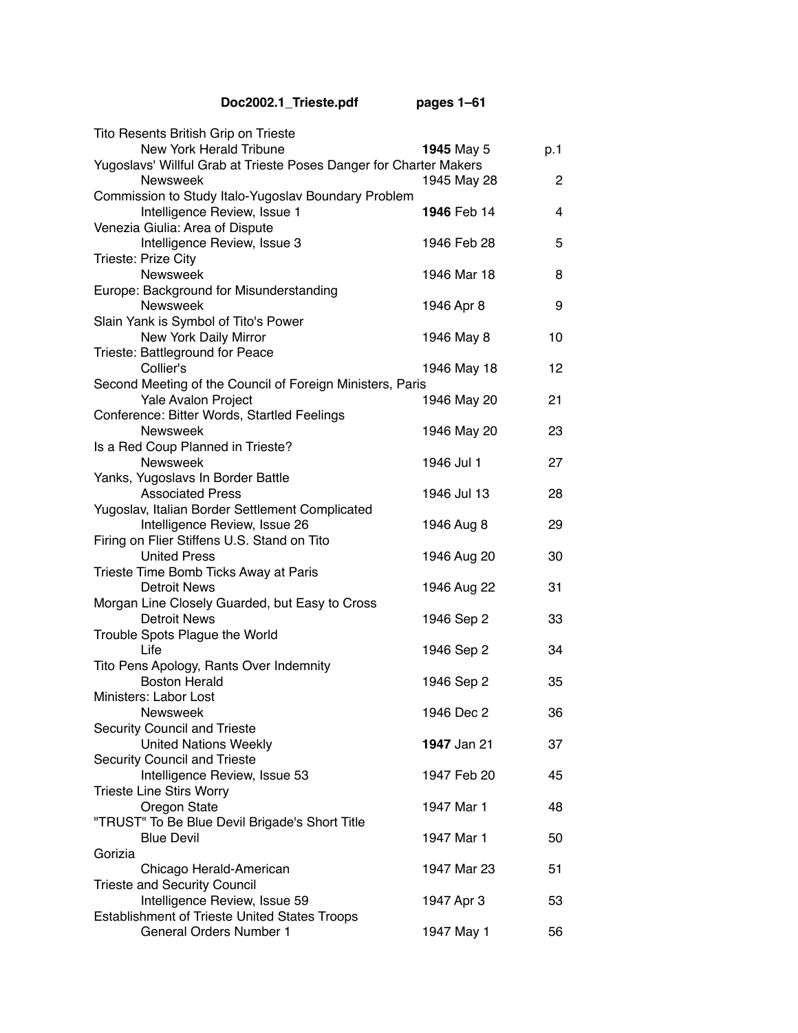**Doc2002.1_Trieste.pdf pages 1–61**

| Title / Source | Date | Page |
|---|---|---|
| Tito Resents British Grip on Trieste | | |
| New York Herald Tribune | **1945** May 5 | p.1 |
| Yugoslavs' Willful Grab at Trieste Poses Danger for Charter Makers | | |
| Newsweek | 1945 May 28 | 2 |
| Commission to Study Italo-Yugoslav Boundary Problem | | |
| Intelligence Review, Issue 1 | **1946** Feb 14 | 4 |
| Venezia Giulia: Area of Dispute | | |
| Intelligence Review, Issue 3 | 1946 Feb 28 | 5 |
| Trieste: Prize City | | |
| Newsweek | 1946 Mar 18 | 8 |
| Europe: Background for Misunderstanding | | |
| Newsweek | 1946 Apr 8 | 9 |
| Slain Yank is Symbol of Tito's Power | | |
| New York Daily Mirror | 1946 May 8 | 10 |
| Trieste: Battleground for Peace | | |
| Collier's | 1946 May 18 | 12 |
| Second Meeting of the Council of Foreign Ministers, Paris | | |
| Yale Avalon Project | 1946 May 20 | 21 |
| Conference: Bitter Words, Startled Feelings | | |
| Newsweek | 1946 May 20 | 23 |
| Is a Red Coup Planned in Trieste? | | |
| Newsweek | 1946 Jul 1 | 27 |
| Yanks, Yugoslavs In Border Battle | | |
| Associated Press | 1946 Jul 13 | 28 |
| Yugoslav, Italian Border Settlement Complicated | | |
| Intelligence Review, Issue 26 | 1946 Aug 8 | 29 |
| Firing on Flier Stiffens U.S. Stand on Tito | | |
| United Press | 1946 Aug 20 | 30 |
| Trieste Time Bomb Ticks Away at Paris | | |
| Detroit News | 1946 Aug 22 | 31 |
| Morgan Line Closely Guarded, but Easy to Cross | | |
| Detroit News | 1946 Sep 2 | 33 |
| Trouble Spots Plague the World | | |
| Life | 1946 Sep 2 | 34 |
| Tito Pens Apology, Rants Over Indemnity | | |
| Boston Herald | 1946 Sep 2 | 35 |
| Ministers: Labor Lost | | |
| Newsweek | 1946 Dec 2 | 36 |
| Security Council and Trieste | | |
| United Nations Weekly | **1947** Jan 21 | 37 |
| Security Council and Trieste | | |
| Intelligence Review, Issue 53 | 1947 Feb 20 | 45 |
| Trieste Line Stirs Worry | | |
| Oregon State | 1947 Mar 1 | 48 |
| "TRUST" To Be Blue Devil Brigade's Short Title | | |
| Blue Devil | 1947 Mar 1 | 50 |
| Gorizia | | |
| Chicago Herald-American | 1947 Mar 23 | 51 |
| Trieste and Security Council | | |
| Intelligence Review, Issue 59 | 1947 Apr 3 | 53 |
| Establishment of Trieste United States Troops | | |
| General Orders Number 1 | 1947 May 1 | 56 |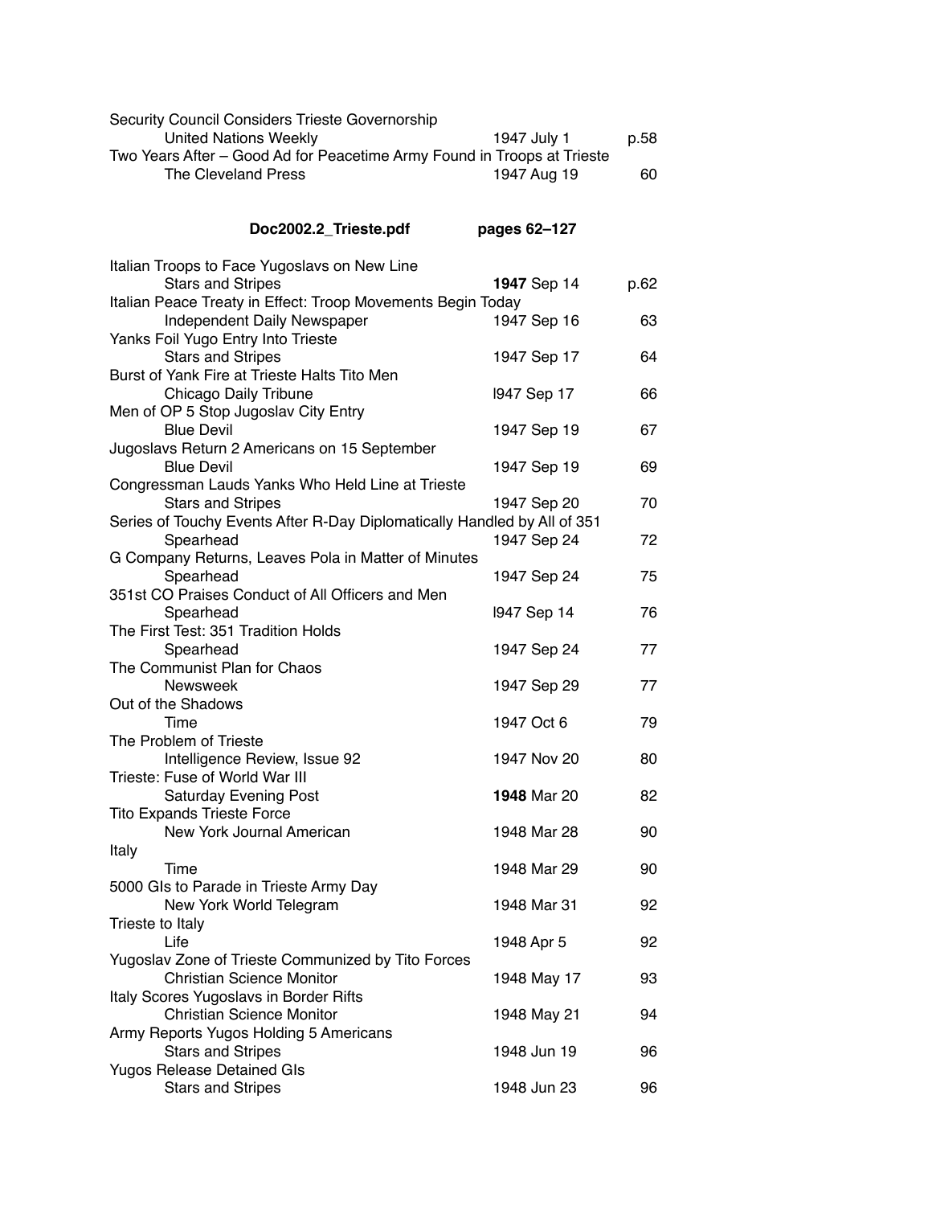Security Council Considers Trieste Governorship
United Nations Weekly | 1947 July 1 | p.58

Two Years After – Good Ad for Peacetime Army Found in Troops at Trieste
The Cleveland Press | 1947 Aug 19 | 60

## Doc2002.2_Trieste.pdf pages 62–127

| Title / Source | Date | Page |
|---|---|---|
| Italian Troops to Face Yugoslavs on New Line | | |
| Stars and Stripes | **1947** Sep 14 | p.62 |
| Italian Peace Treaty in Effect: Troop Movements Begin Today | | |
| Independent Daily Newspaper | 1947 Sep 16 | 63 |
| Yanks Foil Yugo Entry Into Trieste | | |
| Stars and Stripes | 1947 Sep 17 | 64 |
| Burst of Yank Fire at Trieste Halts Tito Men | | |
| Chicago Daily Tribune | l947 Sep 17 | 66 |
| Men of OP 5 Stop Jugoslav City Entry | | |
| Blue Devil | 1947 Sep 19 | 67 |
| Jugoslavs Return 2 Americans on 15 September | | |
| Blue Devil | 1947 Sep 19 | 69 |
| Congressman Lauds Yanks Who Held Line at Trieste | | |
| Stars and Stripes | 1947 Sep 20 | 70 |
| Series of Touchy Events After R-Day Diplomatically Handled by All of 351 | | |
| Spearhead | 1947 Sep 24 | 72 |
| G Company Returns, Leaves Pola in Matter of Minutes | | |
| Spearhead | 1947 Sep 24 | 75 |
| 351st CO Praises Conduct of All Officers and Men | | |
| Spearhead | l947 Sep 14 | 76 |
| The First Test: 351 Tradition Holds | | |
| Spearhead | 1947 Sep 24 | 77 |
| The Communist Plan for Chaos | | |
| Newsweek | 1947 Sep 29 | 77 |
| Out of the Shadows | | |
| Time | 1947 Oct 6 | 79 |
| The Problem of Trieste | | |
| Intelligence Review, Issue 92 | 1947 Nov 20 | 80 |
| Trieste: Fuse of World War III | | |
| Saturday Evening Post | **1948** Mar 20 | 82 |
| Tito Expands Trieste Force | | |
| New York Journal American | 1948 Mar 28 | 90 |
| Italy | | |
| Time | 1948 Mar 29 | 90 |
| 5000 GIs to Parade in Trieste Army Day | | |
| New York World Telegram | 1948 Mar 31 | 92 |
| Trieste to Italy | | |
| Life | 1948 Apr 5 | 92 |
| Yugoslav Zone of Trieste Communized by Tito Forces | | |
| Christian Science Monitor | 1948 May 17 | 93 |
| Italy Scores Yugoslavs in Border Rifts | | |
| Christian Science Monitor | 1948 May 21 | 94 |
| Army Reports Yugos Holding 5 Americans | | |
| Stars and Stripes | 1948 Jun 19 | 96 |
| Yugos Release Detained GIs | | |
| Stars and Stripes | 1948 Jun 23 | 96 |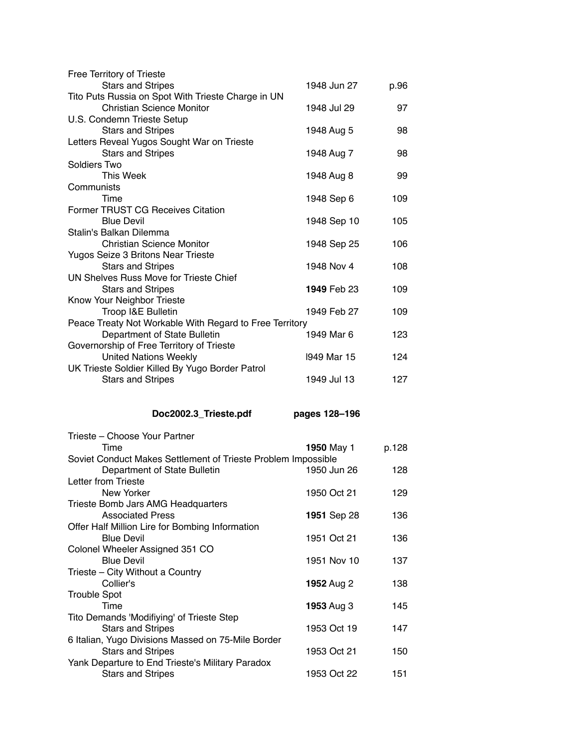| Title / Source | Date | Page |
|---|---|---|
| Free Territory of Trieste | | |
| Stars and Stripes | 1948 Jun 27 | p.96 |
| Tito Puts Russia on Spot With Trieste Charge in UN | | |
| Christian Science Monitor | 1948 Jul 29 | 97 |
| U.S. Condemn Trieste Setup | | |
| Stars and Stripes | 1948 Aug 5 | 98 |
| Letters Reveal Yugos Sought War on Trieste | | |
| Stars and Stripes | 1948 Aug 7 | 98 |
| Soldiers Two | | |
| This Week | 1948 Aug 8 | 99 |
| Communists | | |
| Time | 1948 Sep 6 | 109 |
| Former TRUST CG Receives Citation | | |
| Blue Devil | 1948 Sep 10 | 105 |
| Stalin's Balkan Dilemma | | |
| Christian Science Monitor | 1948 Sep 25 | 106 |
| Yugos Seize 3 Britons Near Trieste | | |
| Stars and Stripes | 1948 Nov 4 | 108 |
| UN Shelves Russ Move for Trieste Chief | | |
| Stars and Stripes | **1949** Feb 23 | 109 |
| Know Your Neighbor Trieste | | |
| Troop I&E Bulletin | 1949 Feb 27 | 109 |
| Peace Treaty Not Workable With Regard to Free Territory | | |
| Department of State Bulletin | 1949 Mar 6 | 123 |
| Governorship of Free Territory of Trieste | | |
| United Nations Weekly | l949 Mar 15 | 124 |
| UK Trieste Soldier Killed By Yugo Border Patrol | | |
| Stars and Stripes | 1949 Jul 13 | 127 |

**Doc2002.3_Trieste.pdf** **pages 128–196**

| Title / Source | Date | Page |
|---|---|---|
| Trieste – Choose Your Partner | | |
| Time | **1950** May 1 | p.128 |
| Soviet Conduct Makes Settlement of Trieste Problem Impossible | | |
| Department of State Bulletin | 1950 Jun 26 | 128 |
| Letter from Trieste | | |
| New Yorker | 1950 Oct 21 | 129 |
| Trieste Bomb Jars AMG Headquarters | | |
| Associated Press | **1951** Sep 28 | 136 |
| Offer Half Million Lire for Bombing Information | | |
| Blue Devil | 1951 Oct 21 | 136 |
| Colonel Wheeler Assigned 351 CO | | |
| Blue Devil | 1951 Nov 10 | 137 |
| Trieste – City Without a Country | | |
| Collier's | **1952** Aug 2 | 138 |
| Trouble Spot | | |
| Time | **1953** Aug 3 | 145 |
| Tito Demands 'Modifiying' of Trieste Step | | |
| Stars and Stripes | 1953 Oct 19 | 147 |
| 6 Italian, Yugo Divisions Massed on 75-Mile Border | | |
| Stars and Stripes | 1953 Oct 21 | 150 |
| Yank Departure to End Trieste's Military Paradox | | |
| Stars and Stripes | 1953 Oct 22 | 151 |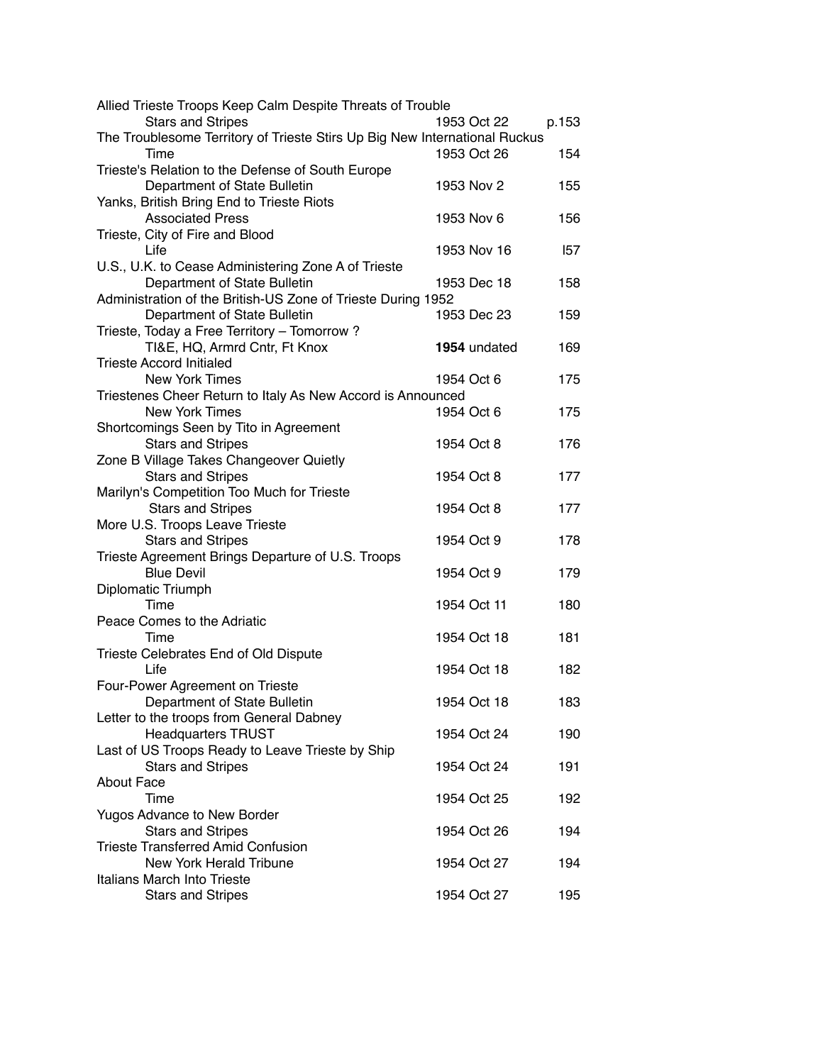Allied Trieste Troops Keep Calm Despite Threats of Trouble
  Stars and Stripes 1953 Oct 22 p.153

The Troublesome Territory of Trieste Stirs Up Big New International Ruckus
  Time 1953 Oct 26 154

Trieste's Relation to the Defense of South Europe
  Department of State Bulletin 1953 Nov 2 155

Yanks, British Bring End to Trieste Riots
  Associated Press 1953 Nov 6 156

Trieste, City of Fire and Blood
  Life 1953 Nov 16 I57

U.S., U.K. to Cease Administering Zone A of Trieste
  Department of State Bulletin 1953 Dec 18 158

Administration of the British-US Zone of Trieste During 1952
  Department of State Bulletin 1953 Dec 23 159

Trieste, Today a Free Territory – Tomorrow ?
  TI&E, HQ, Armrd Cntr, Ft Knox **1954** undated 169

Trieste Accord Initialed
  New York Times 1954 Oct 6 175

Triestenes Cheer Return to Italy As New Accord is Announced
  New York Times 1954 Oct 6 175

Shortcomings Seen by Tito in Agreement
  Stars and Stripes 1954 Oct 8 176

Zone B Village Takes Changeover Quietly
  Stars and Stripes 1954 Oct 8 177

Marilyn's Competition Too Much for Trieste
  Stars and Stripes 1954 Oct 8 177

More U.S. Troops Leave Trieste
  Stars and Stripes 1954 Oct 9 178

Trieste Agreement Brings Departure of U.S. Troops
  Blue Devil 1954 Oct 9 179

Diplomatic Triumph
  Time 1954 Oct 11 180

Peace Comes to the Adriatic
  Time 1954 Oct 18 181

Trieste Celebrates End of Old Dispute
  Life 1954 Oct 18 182

Four-Power Agreement on Trieste
  Department of State Bulletin 1954 Oct 18 183

Letter to the troops from General Dabney
  Headquarters TRUST 1954 Oct 24 190

Last of US Troops Ready to Leave Trieste by Ship
  Stars and Stripes 1954 Oct 24 191

About Face
  Time 1954 Oct 25 192

Yugos Advance to New Border
  Stars and Stripes 1954 Oct 26 194

Trieste Transferred Amid Confusion
  New York Herald Tribune 1954 Oct 27 194

Italians March Into Trieste
  Stars and Stripes 1954 Oct 27 195